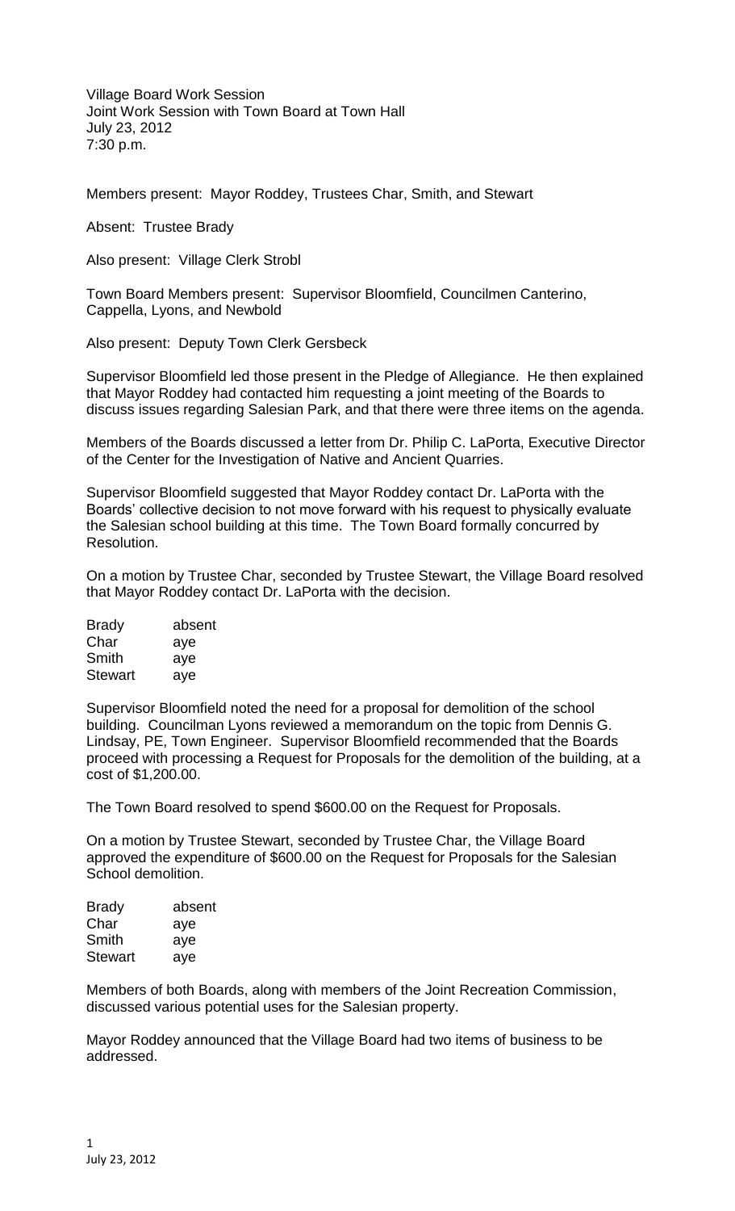Village Board Work Session
Joint Work Session with Town Board at Town Hall
July 23, 2012
7:30 p.m.

Members present: Mayor Roddey, Trustees Char, Smith, and Stewart

Absent: Trustee Brady

Also present: Village Clerk Strobl

Town Board Members present: Supervisor Bloomfield, Councilmen Canterino, Cappella, Lyons, and Newbold

Also present: Deputy Town Clerk Gersbeck

Supervisor Bloomfield led those present in the Pledge of Allegiance. He then explained that Mayor Roddey had contacted him requesting a joint meeting of the Boards to discuss issues regarding Salesian Park, and that there were three items on the agenda.

Members of the Boards discussed a letter from Dr. Philip C. LaPorta, Executive Director of the Center for the Investigation of Native and Ancient Quarries.

Supervisor Bloomfield suggested that Mayor Roddey contact Dr. LaPorta with the Boards' collective decision to not move forward with his request to physically evaluate the Salesian school building at this time. The Town Board formally concurred by Resolution.

On a motion by Trustee Char, seconded by Trustee Stewart, the Village Board resolved that Mayor Roddey contact Dr. LaPorta with the decision.

| | |
|---|---|
| Brady | absent |
| Char | aye |
| Smith | aye |
| Stewart | aye |

Supervisor Bloomfield noted the need for a proposal for demolition of the school building. Councilman Lyons reviewed a memorandum on the topic from Dennis G. Lindsay, PE, Town Engineer. Supervisor Bloomfield recommended that the Boards proceed with processing a Request for Proposals for the demolition of the building, at a cost of $1,200.00.

The Town Board resolved to spend $600.00 on the Request for Proposals.

On a motion by Trustee Stewart, seconded by Trustee Char, the Village Board approved the expenditure of $600.00 on the Request for Proposals for the Salesian School demolition.

| | |
|---|---|
| Brady | absent |
| Char | aye |
| Smith | aye |
| Stewart | aye |

Members of both Boards, along with members of the Joint Recreation Commission, discussed various potential uses for the Salesian property.

Mayor Roddey announced that the Village Board had two items of business to be addressed.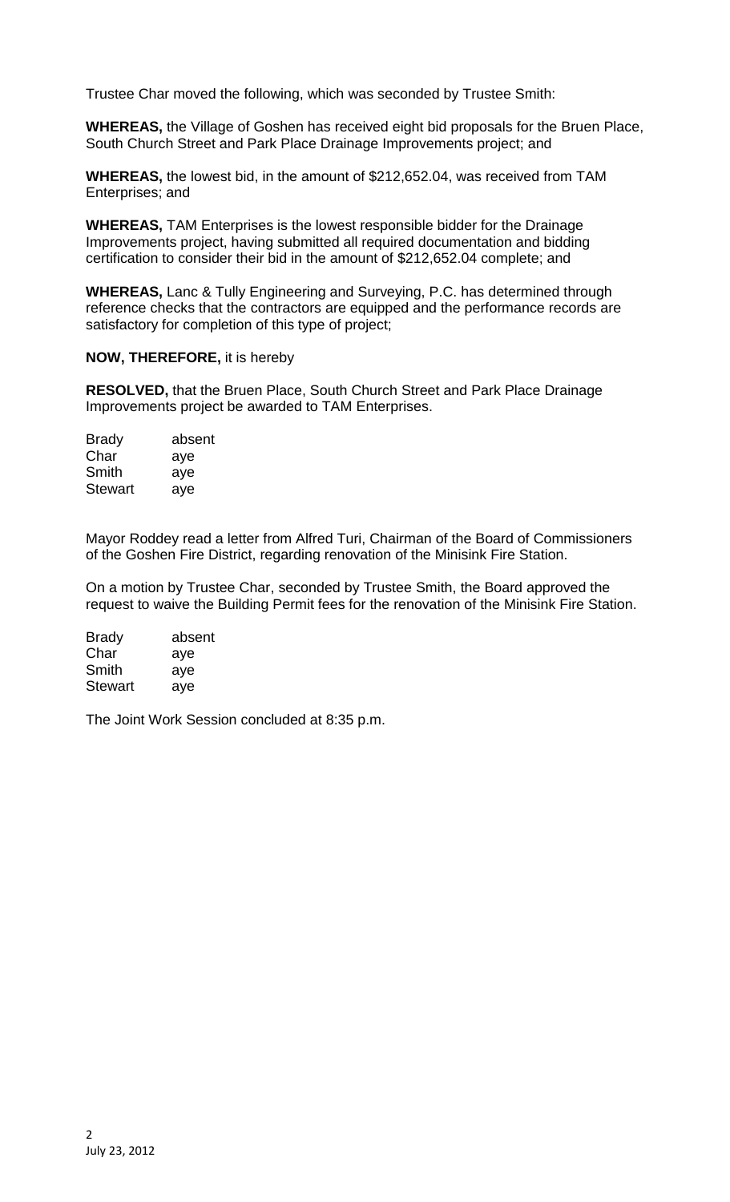Trustee Char moved the following, which was seconded by Trustee Smith:

**WHEREAS,** the Village of Goshen has received eight bid proposals for the Bruen Place, South Church Street and Park Place Drainage Improvements project; and

**WHEREAS,** the lowest bid, in the amount of $212,652.04, was received from TAM Enterprises; and

**WHEREAS,** TAM Enterprises is the lowest responsible bidder for the Drainage Improvements project, having submitted all required documentation and bidding certification to consider their bid in the amount of $212,652.04 complete; and

**WHEREAS,** Lanc & Tully Engineering and Surveying, P.C. has determined through reference checks that the contractors are equipped and the performance records are satisfactory for completion of this type of project;

**NOW, THEREFORE,** it is hereby

**RESOLVED,** that the Bruen Place, South Church Street and Park Place Drainage Improvements project be awarded to TAM Enterprises.

| | |
|---|---|
| Brady | absent |
| Char | aye |
| Smith | aye |
| Stewart | aye |

Mayor Roddey read a letter from Alfred Turi, Chairman of the Board of Commissioners of the Goshen Fire District, regarding renovation of the Minisink Fire Station.

On a motion by Trustee Char, seconded by Trustee Smith, the Board approved the request to waive the Building Permit fees for the renovation of the Minisink Fire Station.

| | |
|---|---|
| Brady | absent |
| Char | aye |
| Smith | aye |
| Stewart | aye |

The Joint Work Session concluded at 8:35 p.m.